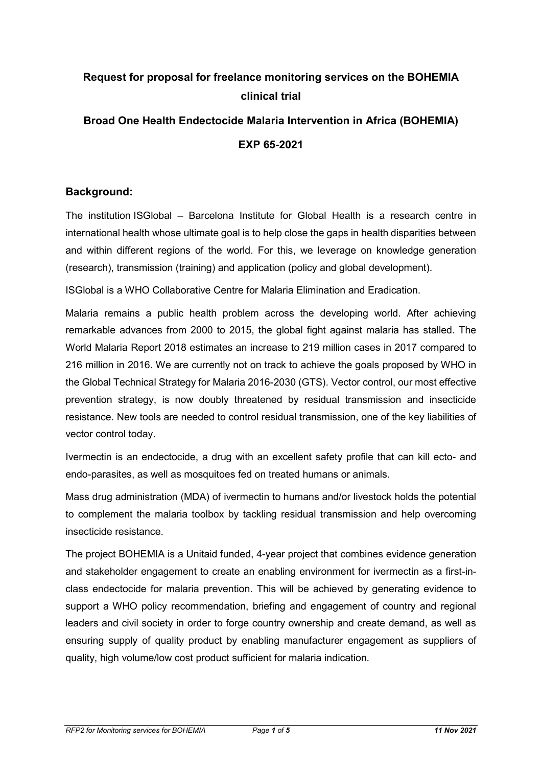# Request for proposal for freelance monitoring services on the BOHEMIA clinical trial

## Broad One Health Endectocide Malaria Intervention in Africa (BOHEMIA)

## EXP 65-2021

### Background:

The institution ISGlobal – Barcelona Institute for Global Health is a research centre in international health whose ultimate goal is to help close the gaps in health disparities between and within different regions of the world. For this, we leverage on knowledge generation (research), transmission (training) and application (policy and global development).

ISGlobal is a WHO Collaborative Centre for Malaria Elimination and Eradication.

Malaria remains a public health problem across the developing world. After achieving remarkable advances from 2000 to 2015, the global fight against malaria has stalled. The World Malaria Report 2018 estimates an increase to 219 million cases in 2017 compared to 216 million in 2016. We are currently not on track to achieve the goals proposed by WHO in the Global Technical Strategy for Malaria 2016-2030 (GTS). Vector control, our most effective prevention strategy, is now doubly threatened by residual transmission and insecticide resistance. New tools are needed to control residual transmission, one of the key liabilities of vector control today.

Ivermectin is an endectocide, a drug with an excellent safety profile that can kill ecto- and endo-parasites, as well as mosquitoes fed on treated humans or animals.

Mass drug administration (MDA) of ivermectin to humans and/or livestock holds the potential to complement the malaria toolbox by tackling residual transmission and help overcoming insecticide resistance.

The project BOHEMIA is a Unitaid funded, 4-year project that combines evidence generation and stakeholder engagement to create an enabling environment for ivermectin as a first-in-class endectocide for malaria prevention. This will be achieved by generating evidence to support a WHO policy recommendation, briefing and engagement of country and regional leaders and civil society in order to forge country ownership and create demand, as well as ensuring supply of quality product by enabling manufacturer engagement as suppliers of quality, high volume/low cost product sufficient for malaria indication.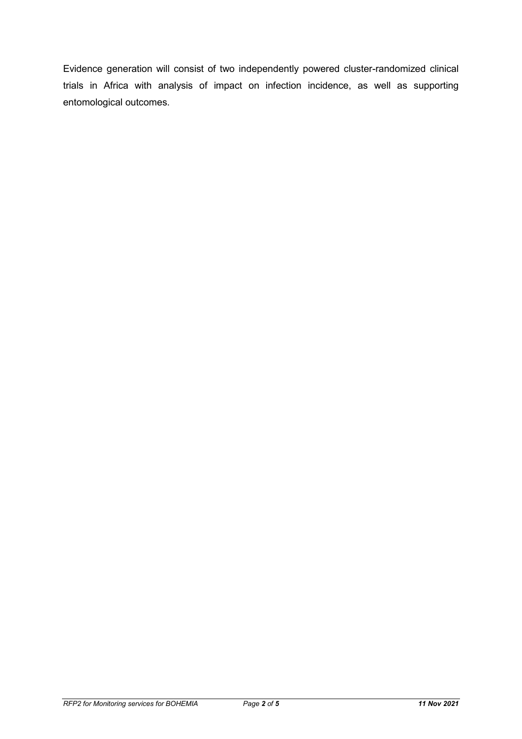Evidence generation will consist of two independently powered cluster-randomized clinical trials in Africa with analysis of impact on infection incidence, as well as supporting entomological outcomes.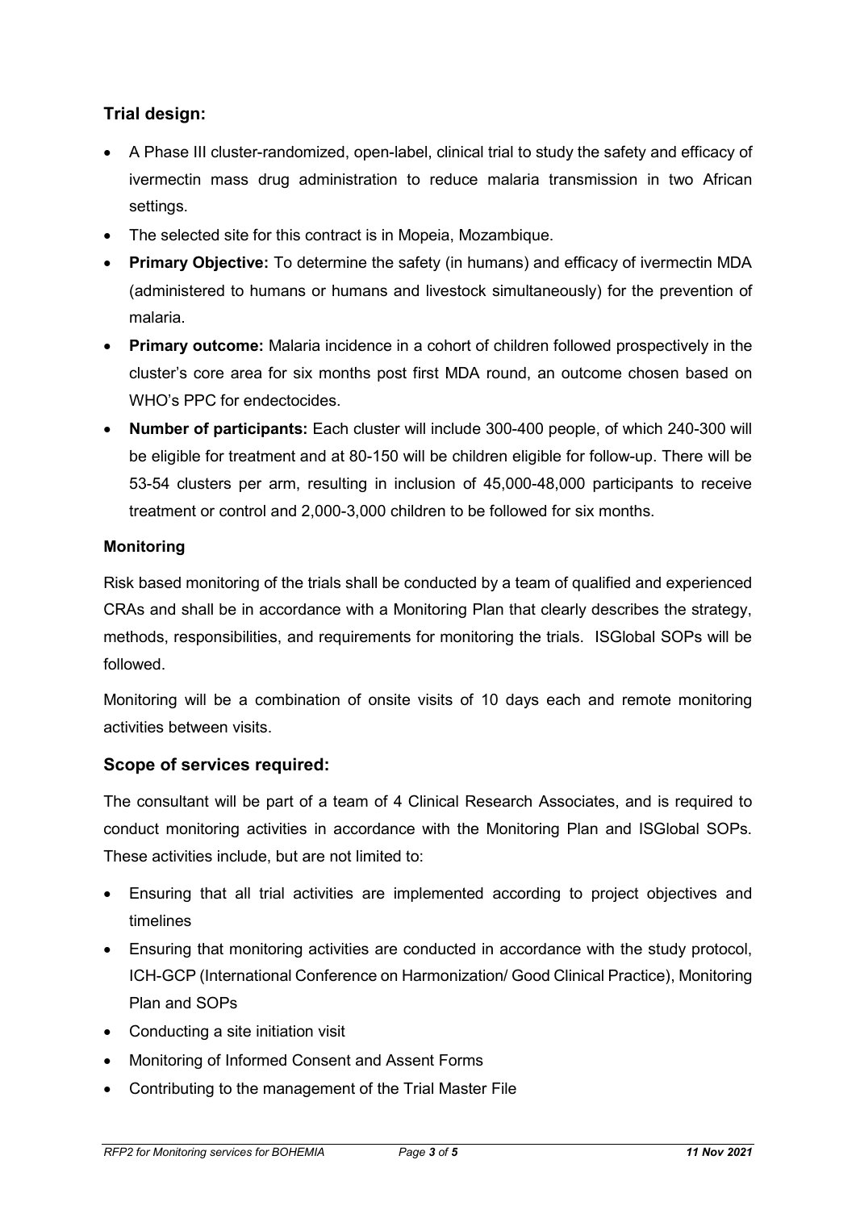## Trial design:

- A Phase III cluster-randomized, open-label, clinical trial to study the safety and efficacy of ivermectin mass drug administration to reduce malaria transmission in two African settings.
- The selected site for this contract is in Mopeia, Mozambique.
- **Primary Objective:** To determine the safety (in humans) and efficacy of ivermectin MDA (administered to humans or humans and livestock simultaneously) for the prevention of malaria.
- **Primary outcome:** Malaria incidence in a cohort of children followed prospectively in the cluster's core area for six months post first MDA round, an outcome chosen based on WHO's PPC for endectocides.
- **Number of participants:** Each cluster will include 300-400 people, of which 240-300 will be eligible for treatment and at 80-150 will be children eligible for follow-up. There will be 53-54 clusters per arm, resulting in inclusion of 45,000-48,000 participants to receive treatment or control and 2,000-3,000 children to be followed for six months.

### Monitoring

Risk based monitoring of the trials shall be conducted by a team of qualified and experienced CRAs and shall be in accordance with a Monitoring Plan that clearly describes the strategy, methods, responsibilities, and requirements for monitoring the trials. ISGlobal SOPs will be followed.

Monitoring will be a combination of onsite visits of 10 days each and remote monitoring activities between visits.

## Scope of services required:

The consultant will be part of a team of 4 Clinical Research Associates, and is required to conduct monitoring activities in accordance with the Monitoring Plan and ISGlobal SOPs. These activities include, but are not limited to:

- Ensuring that all trial activities are implemented according to project objectives and timelines
- Ensuring that monitoring activities are conducted in accordance with the study protocol, ICH-GCP (International Conference on Harmonization/ Good Clinical Practice), Monitoring Plan and SOPs
- Conducting a site initiation visit
- Monitoring of Informed Consent and Assent Forms
- Contributing to the management of the Trial Master File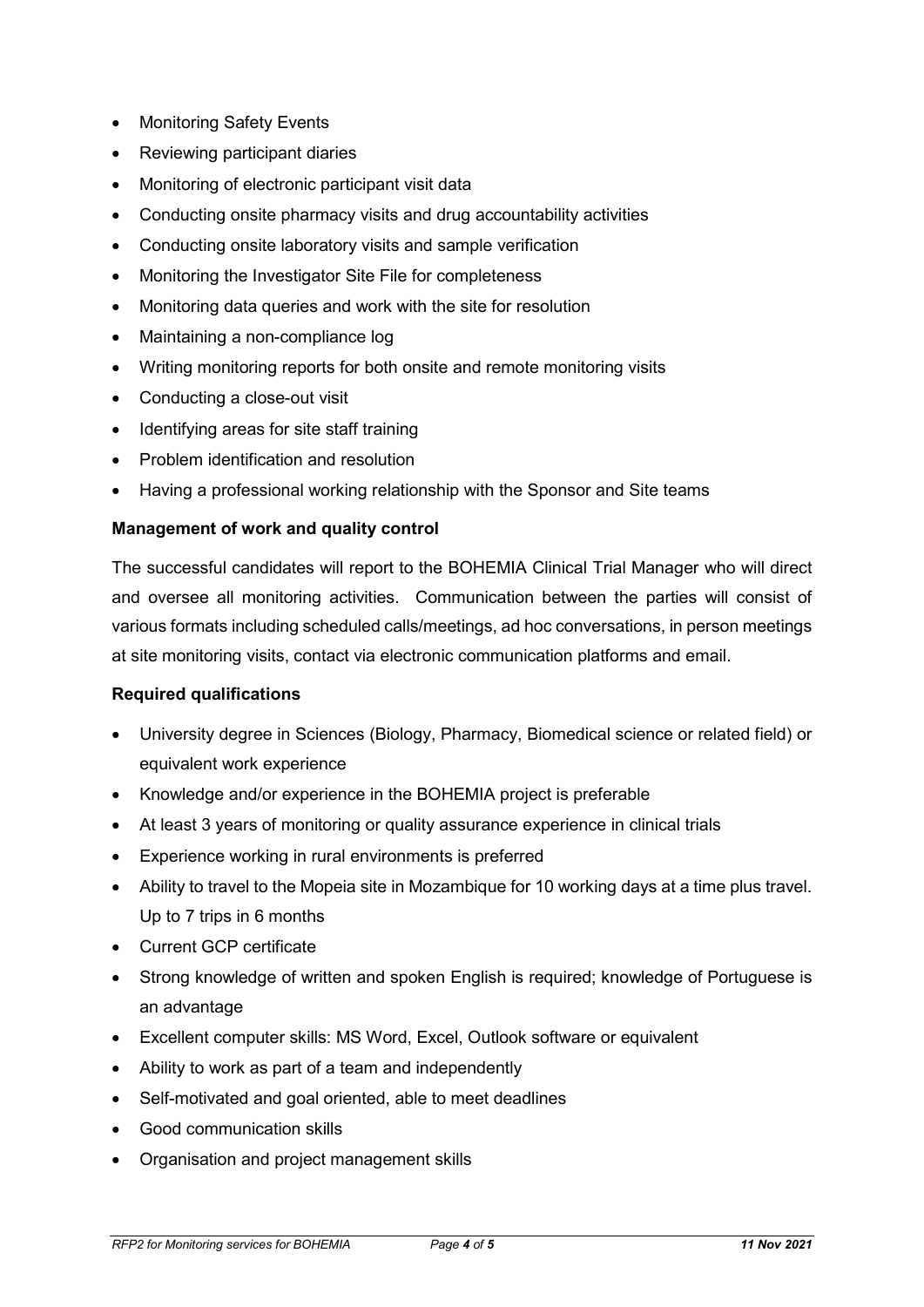- Monitoring Safety Events
- Reviewing participant diaries
- Monitoring of electronic participant visit data
- Conducting onsite pharmacy visits and drug accountability activities
- Conducting onsite laboratory visits and sample verification
- Monitoring the Investigator Site File for completeness
- Monitoring data queries and work with the site for resolution
- Maintaining a non-compliance log
- Writing monitoring reports for both onsite and remote monitoring visits
- Conducting a close-out visit
- Identifying areas for site staff training
- Problem identification and resolution
- Having a professional working relationship with the Sponsor and Site teams

**Management of work and quality control**

The successful candidates will report to the BOHEMIA Clinical Trial Manager who will direct and oversee all monitoring activities. Communication between the parties will consist of various formats including scheduled calls/meetings, ad hoc conversations, in person meetings at site monitoring visits, contact via electronic communication platforms and email.

**Required qualifications**

- University degree in Sciences (Biology, Pharmacy, Biomedical science or related field) or equivalent work experience
- Knowledge and/or experience in the BOHEMIA project is preferable
- At least 3 years of monitoring or quality assurance experience in clinical trials
- Experience working in rural environments is preferred
- Ability to travel to the Mopeia site in Mozambique for 10 working days at a time plus travel. Up to 7 trips in 6 months
- Current GCP certificate
- Strong knowledge of written and spoken English is required; knowledge of Portuguese is an advantage
- Excellent computer skills: MS Word, Excel, Outlook software or equivalent
- Ability to work as part of a team and independently
- Self-motivated and goal oriented, able to meet deadlines
- Good communication skills
- Organisation and project management skills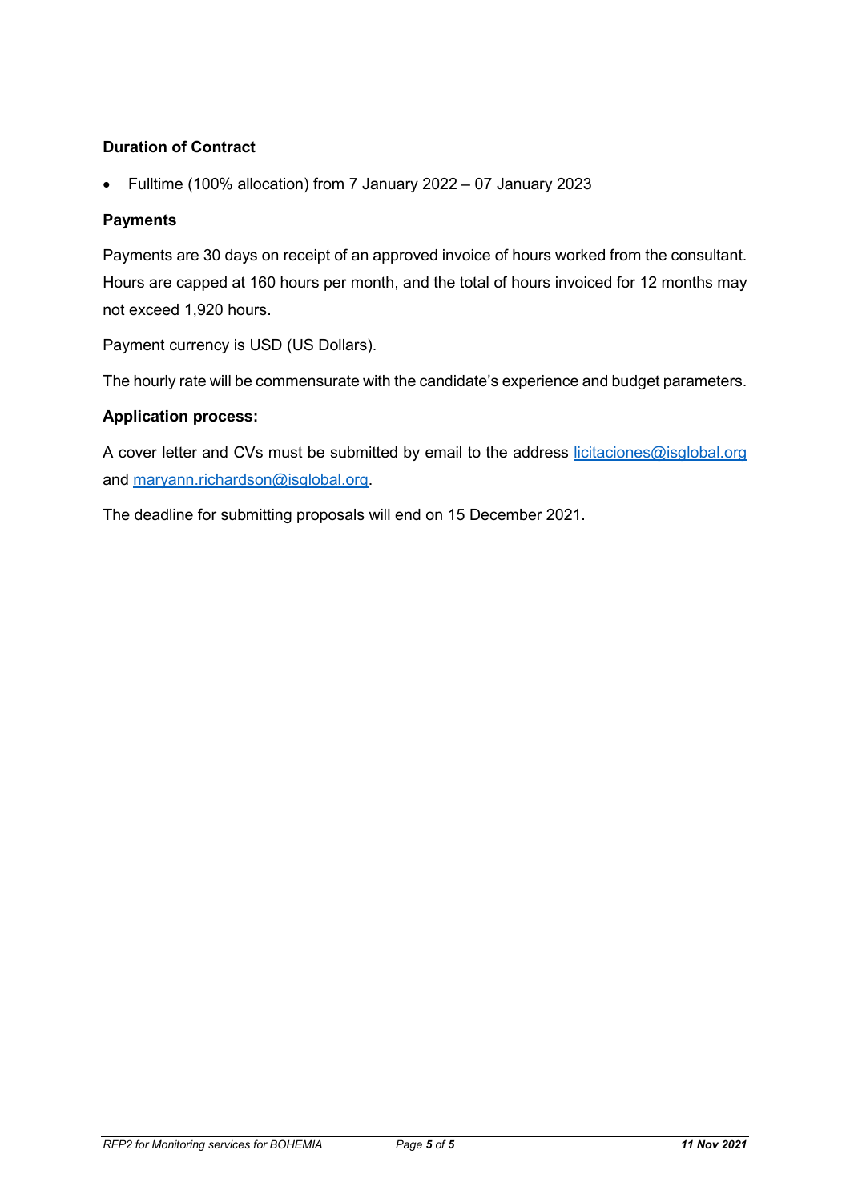**Duration of Contract**

- Fulltime (100% allocation) from 7 January 2022 – 07 January 2023

**Payments**

Payments are 30 days on receipt of an approved invoice of hours worked from the consultant. Hours are capped at 160 hours per month, and the total of hours invoiced for 12 months may not exceed 1,920 hours.

Payment currency is USD (US Dollars).

The hourly rate will be commensurate with the candidate's experience and budget parameters.

**Application process:**

A cover letter and CVs must be submitted by email to the address licitaciones@isglobal.org and maryann.richardson@isglobal.org.

The deadline for submitting proposals will end on 15 December 2021.